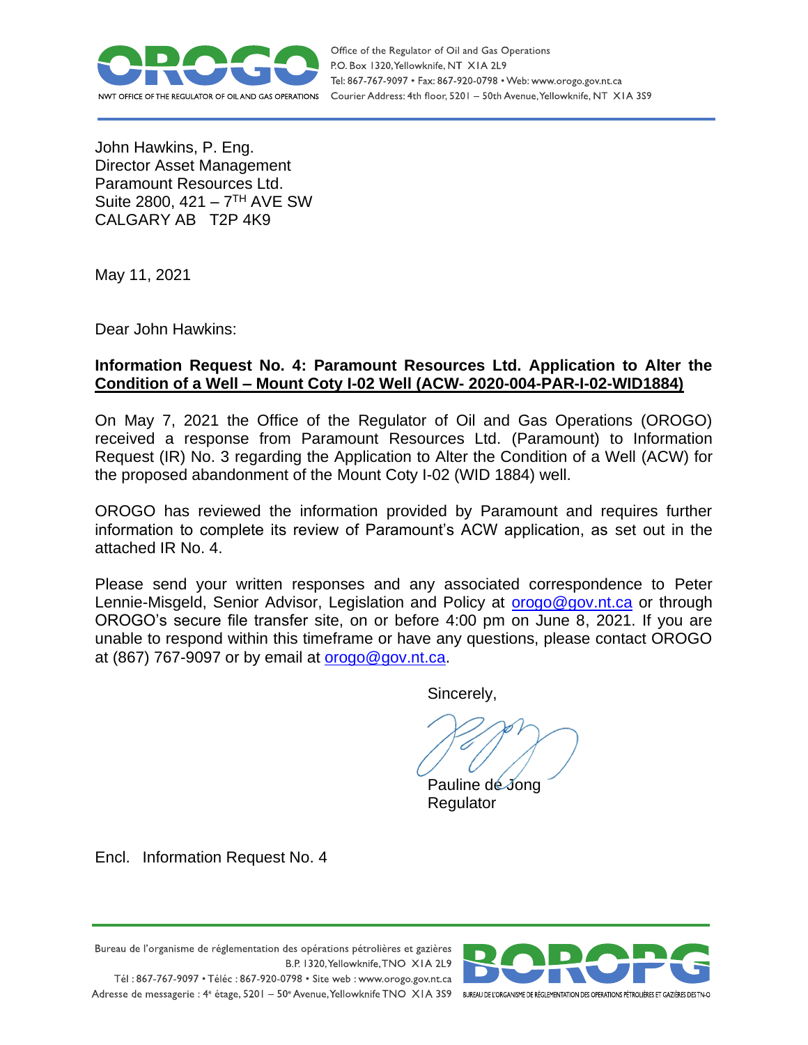John Hawkins, P. Eng.
Director Asset Management
Paramount Resources Ltd.
Suite 2800, 421 – 7TH AVE SW
CALGARY AB T2P 4K9

May 11, 2021

Dear John Hawkins:

**Information Request No. 4: Paramount Resources Ltd. Application to Alter the Condition of a Well – Mount Coty I-02 Well (ACW- 2020-004-PAR-I-02-WID1884)**

On May 7, 2021 the Office of the Regulator of Oil and Gas Operations (OROGO) received a response from Paramount Resources Ltd. (Paramount) to Information Request (IR) No. 3 regarding the Application to Alter the Condition of a Well (ACW) for the proposed abandonment of the Mount Coty I-02 (WID 1884) well.

OROGO has reviewed the information provided by Paramount and requires further information to complete its review of Paramount's ACW application, as set out in the attached IR No. 4.

Please send your written responses and any associated correspondence to Peter Lennie-Misgeld, Senior Advisor, Legislation and Policy at orogo@gov.nt.ca or through OROGO's secure file transfer site, on or before 4:00 pm on June 8, 2021. If you are unable to respond within this timeframe or have any questions, please contact OROGO at (867) 767-9097 or by email at orogo@gov.nt.ca.

Sincerely,

Pauline de Jong
Regulator

Encl. Information Request No. 4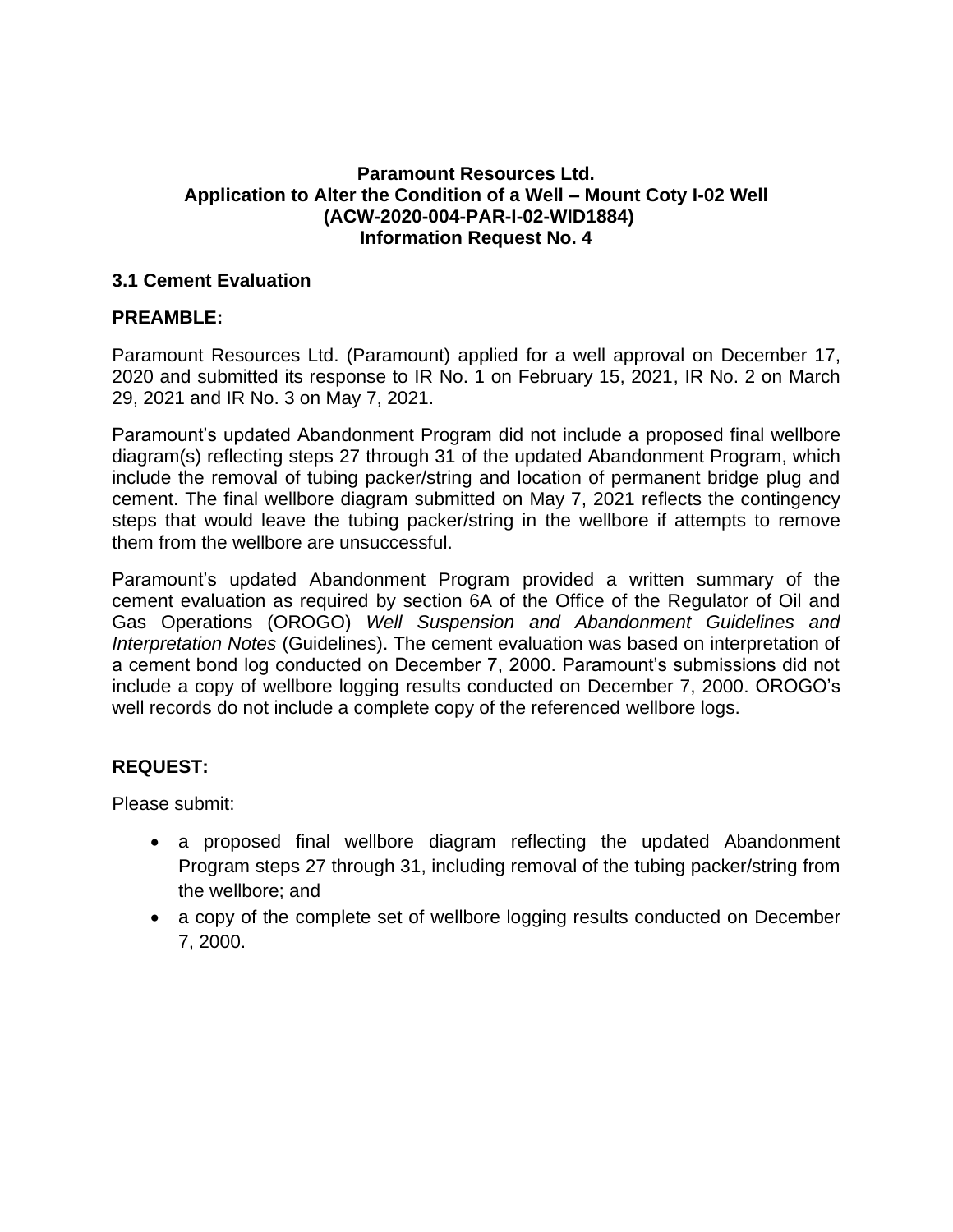**Paramount Resources Ltd.**
**Application to Alter the Condition of a Well – Mount Coty I-02 Well**
**(ACW-2020-004-PAR-I-02-WID1884)**
**Information Request No. 4**

## 3.1 Cement Evaluation

### PREAMBLE:

Paramount Resources Ltd. (Paramount) applied for a well approval on December 17, 2020 and submitted its response to IR No. 1 on February 15, 2021, IR No. 2 on March 29, 2021 and IR No. 3 on May 7, 2021.

Paramount's updated Abandonment Program did not include a proposed final wellbore diagram(s) reflecting steps 27 through 31 of the updated Abandonment Program, which include the removal of tubing packer/string and location of permanent bridge plug and cement. The final wellbore diagram submitted on May 7, 2021 reflects the contingency steps that would leave the tubing packer/string in the wellbore if attempts to remove them from the wellbore are unsuccessful.

Paramount's updated Abandonment Program provided a written summary of the cement evaluation as required by section 6A of the Office of the Regulator of Oil and Gas Operations (OROGO) *Well Suspension and Abandonment Guidelines and Interpretation Notes* (Guidelines). The cement evaluation was based on interpretation of a cement bond log conducted on December 7, 2000. Paramount's submissions did not include a copy of wellbore logging results conducted on December 7, 2000. OROGO's well records do not include a complete copy of the referenced wellbore logs.

### REQUEST:

Please submit:

- a proposed final wellbore diagram reflecting the updated Abandonment Program steps 27 through 31, including removal of the tubing packer/string from the wellbore; and
- a copy of the complete set of wellbore logging results conducted on December 7, 2000.